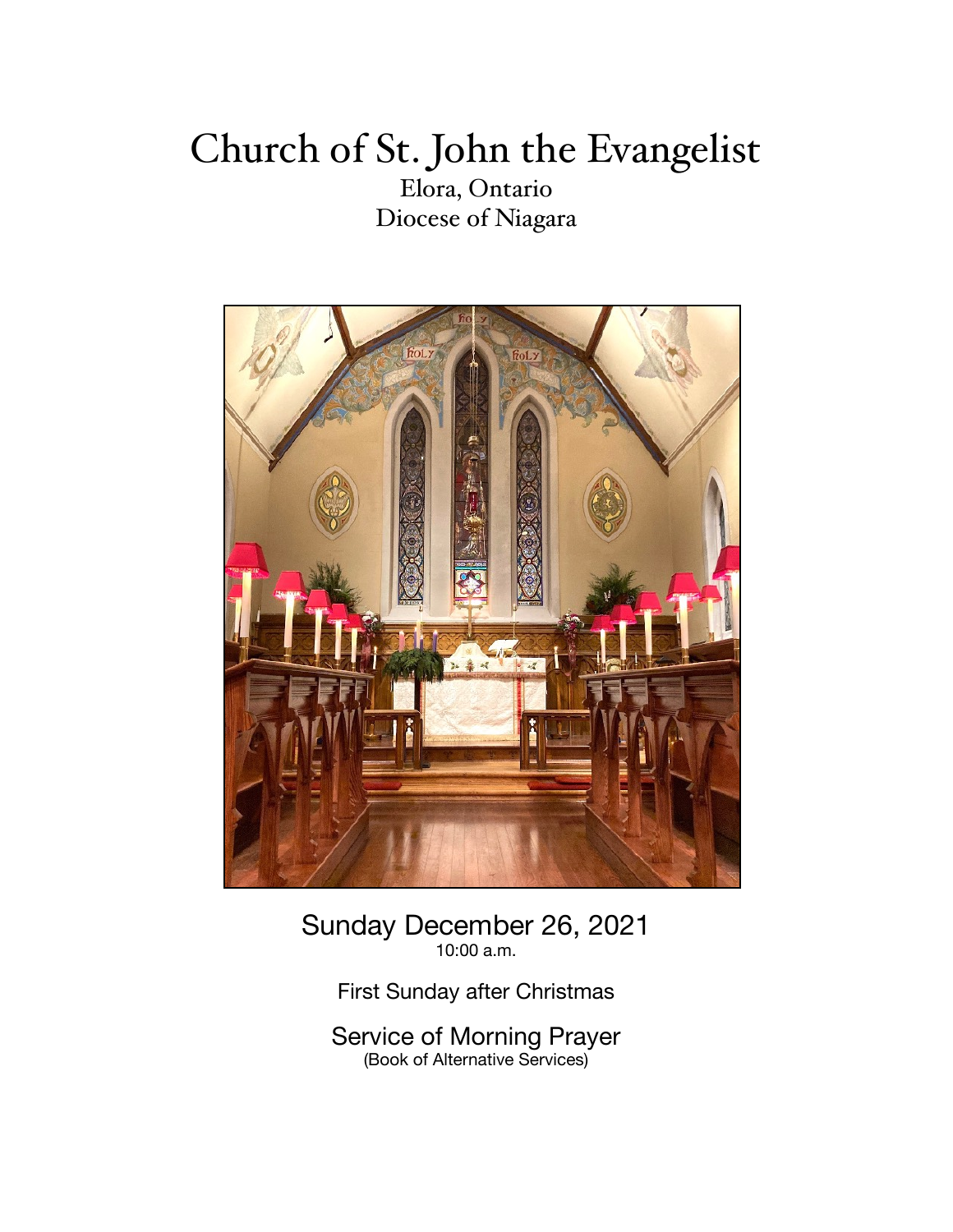# Church of St. John the Evangelist

Elora, Ontario
Diocese of Niagara

Sunday December 26, 2021
10:00 a.m.

First Sunday after Christmas

Service of Morning Prayer
(Book of Alternative Services)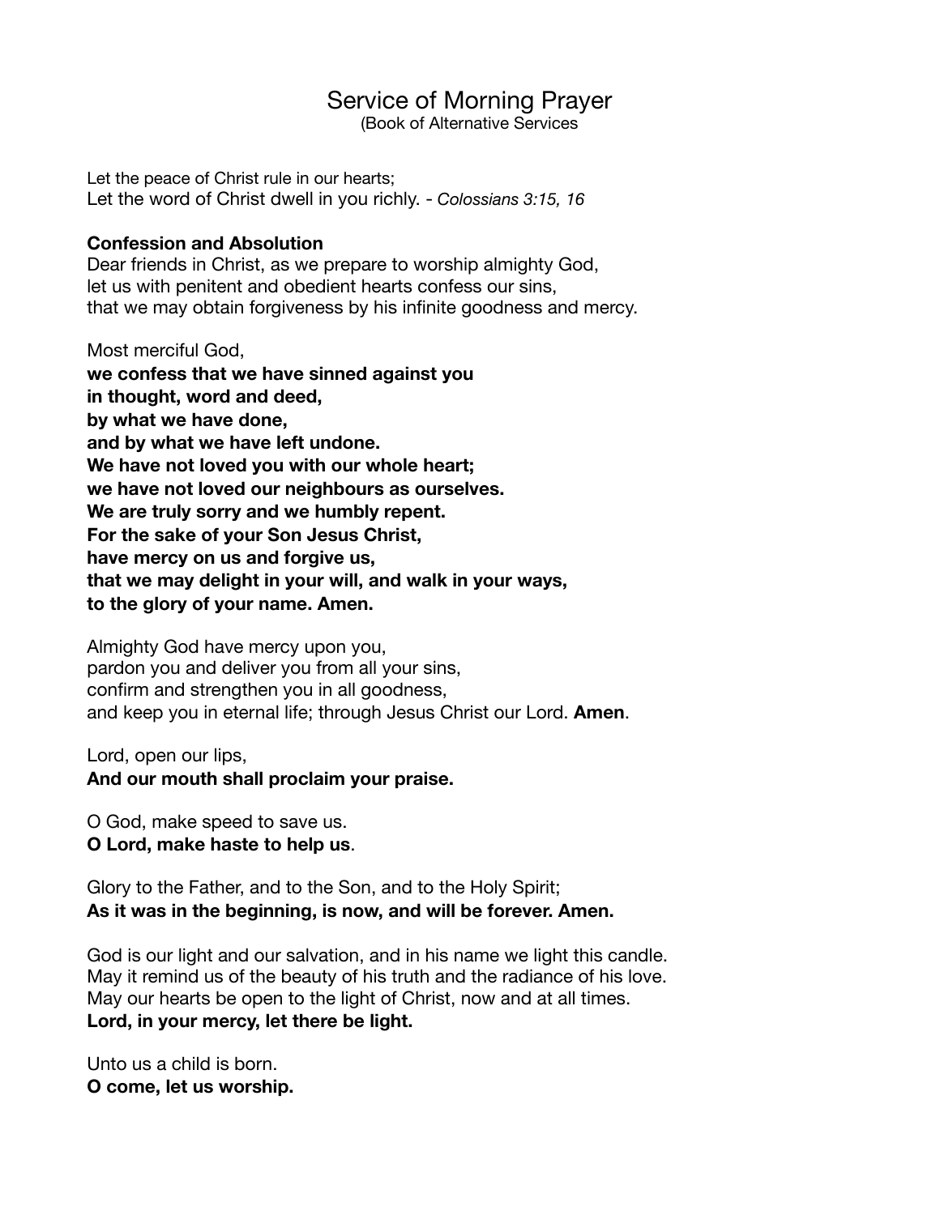# Service of Morning Prayer

(Book of Alternative Services

Let the peace of Christ rule in our hearts;
Let the word of Christ dwell in you richly. - *Colossians 3:15, 16*

**Confession and Absolution**

Dear friends in Christ, as we prepare to worship almighty God,
let us with penitent and obedient hearts confess our sins,
that we may obtain forgiveness by his infinite goodness and mercy.

Most merciful God,
**we confess that we have sinned against you**
**in thought, word and deed,**
**by what we have done,**
**and by what we have left undone.**
**We have not loved you with our whole heart;**
**we have not loved our neighbours as ourselves.**
**We are truly sorry and we humbly repent.**
**For the sake of your Son Jesus Christ,**
**have mercy on us and forgive us,**
**that we may delight in your will, and walk in your ways,**
**to the glory of your name. Amen.**

Almighty God have mercy upon you,
pardon you and deliver you from all your sins,
confirm and strengthen you in all goodness,
and keep you in eternal life; through Jesus Christ our Lord. **Amen**.

Lord, open our lips,
**And our mouth shall proclaim your praise.**

O God, make speed to save us.
**O Lord, make haste to help us**.

Glory to the Father, and to the Son, and to the Holy Spirit;
**As it was in the beginning, is now, and will be forever. Amen.**

God is our light and our salvation, and in his name we light this candle.
May it remind us of the beauty of his truth and the radiance of his love.
May our hearts be open to the light of Christ, now and at all times.
**Lord, in your mercy, let there be light.**

Unto us a child is born.
**O come, let us worship.**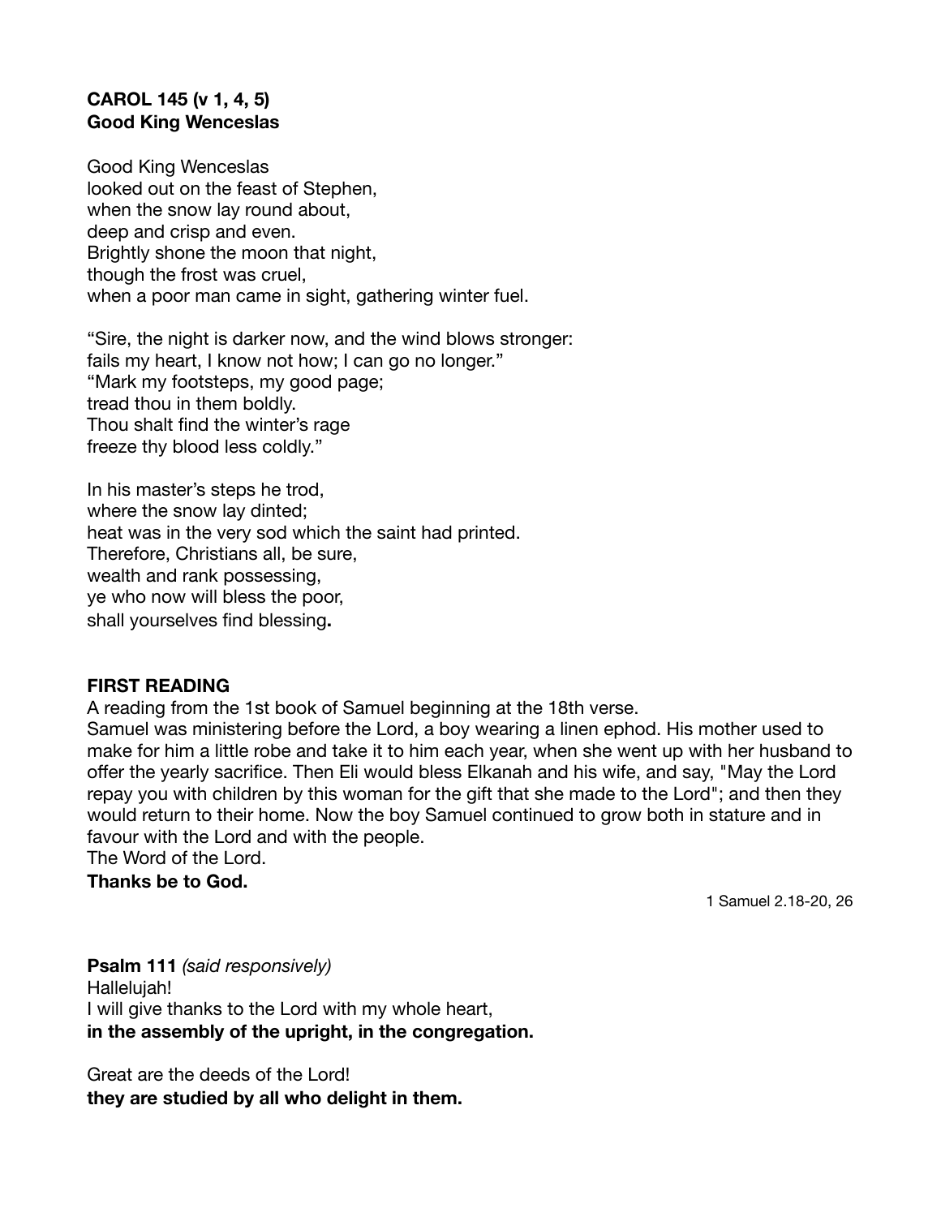**CAROL 145 (v 1, 4, 5)**
**Good King Wenceslas**

Good King Wenceslas
looked out on the feast of Stephen,
when the snow lay round about,
deep and crisp and even.
Brightly shone the moon that night,
though the frost was cruel,
when a poor man came in sight, gathering winter fuel.

"Sire, the night is darker now, and the wind blows stronger:
fails my heart, I know not how; I can go no longer."
"Mark my footsteps, my good page;
tread thou in them boldly.
Thou shalt find the winter's rage
freeze thy blood less coldly."

In his master's steps he trod,
where the snow lay dinted;
heat was in the very sod which the saint had printed.
Therefore, Christians all, be sure,
wealth and rank possessing,
ye who now will bless the poor,
shall yourselves find blessing**.**

**FIRST READING**
A reading from the 1st book of Samuel beginning at the 18th verse.
Samuel was ministering before the Lord, a boy wearing a linen ephod. His mother used to make for him a little robe and take it to him each year, when she went up with her husband to offer the yearly sacrifice. Then Eli would bless Elkanah and his wife, and say, "May the Lord repay you with children by this woman for the gift that she made to the Lord"; and then they would return to their home. Now the boy Samuel continued to grow both in stature and in favour with the Lord and with the people.
The Word of the Lord.
**Thanks be to God.**

1 Samuel 2.18-20, 26

**Psalm 111** *(said responsively)*
Hallelujah!
I will give thanks to the Lord with my whole heart,
**in the assembly of the upright, in the congregation.**

Great are the deeds of the Lord!
**they are studied by all who delight in them.**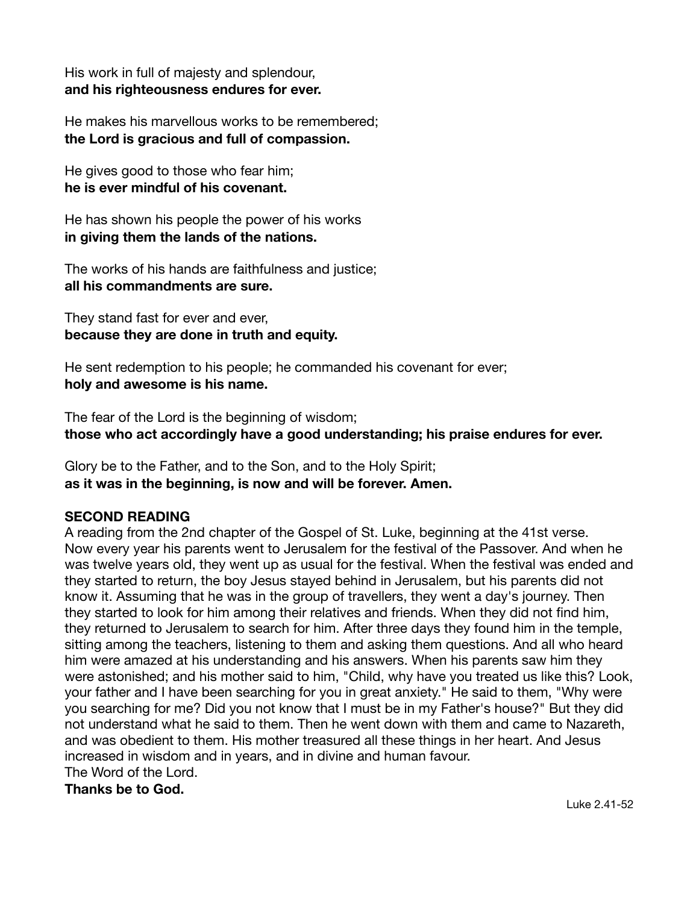His work in full of majesty and splendour,
**and his righteousness endures for ever.**

He makes his marvellous works to be remembered;
**the Lord is gracious and full of compassion.**

He gives good to those who fear him;
**he is ever mindful of his covenant.**

He has shown his people the power of his works
**in giving them the lands of the nations.**

The works of his hands are faithfulness and justice;
**all his commandments are sure.**

They stand fast for ever and ever,
**because they are done in truth and equity.**

He sent redemption to his people; he commanded his covenant for ever;
**holy and awesome is his name.**

The fear of the Lord is the beginning of wisdom;
**those who act accordingly have a good understanding; his praise endures for ever.**

Glory be to the Father, and to the Son, and to the Holy Spirit;
**as it was in the beginning, is now and will be forever. Amen.**

**SECOND READING**
A reading from the 2nd chapter of the Gospel of St. Luke, beginning at the 41st verse.
Now every year his parents went to Jerusalem for the festival of the Passover. And when he was twelve years old, they went up as usual for the festival. When the festival was ended and they started to return, the boy Jesus stayed behind in Jerusalem, but his parents did not know it. Assuming that he was in the group of travellers, they went a day's journey. Then they started to look for him among their relatives and friends. When they did not find him, they returned to Jerusalem to search for him. After three days they found him in the temple, sitting among the teachers, listening to them and asking them questions. And all who heard him were amazed at his understanding and his answers. When his parents saw him they were astonished; and his mother said to him, "Child, why have you treated us like this? Look, your father and I have been searching for you in great anxiety." He said to them, "Why were you searching for me? Did you not know that I must be in my Father's house?" But they did not understand what he said to them. Then he went down with them and came to Nazareth, and was obedient to them. His mother treasured all these things in her heart. And Jesus increased in wisdom and in years, and in divine and human favour.
The Word of the Lord.
**Thanks be to God.**

Luke 2.41-52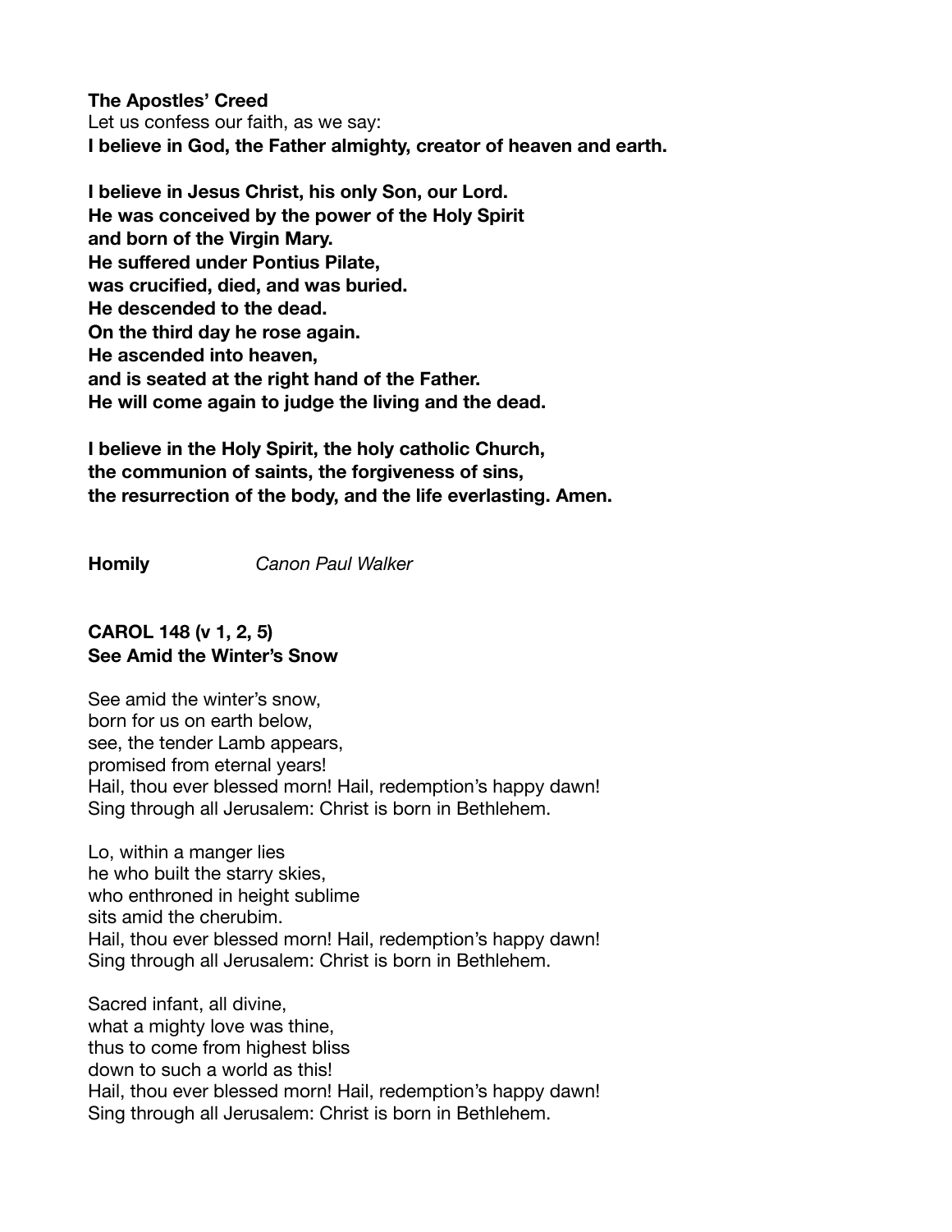**The Apostles' Creed**
Let us confess our faith, as we say:
**I believe in God, the Father almighty, creator of heaven and earth.**

**I believe in Jesus Christ, his only Son, our Lord.**
**He was conceived by the power of the Holy Spirit**
**and born of the Virgin Mary.**
**He suffered under Pontius Pilate,**
**was crucified, died, and was buried.**
**He descended to the dead.**
**On the third day he rose again.**
**He ascended into heaven,**
**and is seated at the right hand of the Father.**
**He will come again to judge the living and the dead.**

**I believe in the Holy Spirit, the holy catholic Church,**
**the communion of saints, the forgiveness of sins,**
**the resurrection of the body, and the life everlasting. Amen.**

**Homily** *Canon Paul Walker*

**CAROL 148 (v 1, 2, 5)**
**See Amid the Winter's Snow**

See amid the winter's snow,
born for us on earth below,
see, the tender Lamb appears,
promised from eternal years!
Hail, thou ever blessed morn! Hail, redemption's happy dawn!
Sing through all Jerusalem: Christ is born in Bethlehem.

Lo, within a manger lies
he who built the starry skies,
who enthroned in height sublime
sits amid the cherubim.
Hail, thou ever blessed morn! Hail, redemption's happy dawn!
Sing through all Jerusalem: Christ is born in Bethlehem.

Sacred infant, all divine,
what a mighty love was thine,
thus to come from highest bliss
down to such a world as this!
Hail, thou ever blessed morn! Hail, redemption's happy dawn!
Sing through all Jerusalem: Christ is born in Bethlehem.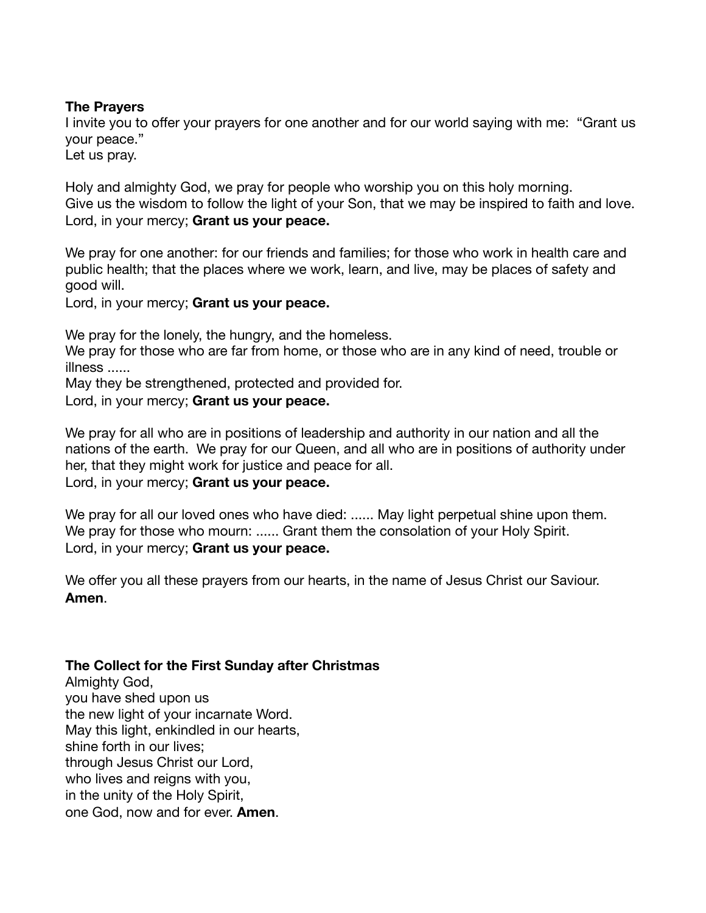**The Prayers**

I invite you to offer your prayers for one another and for our world saying with me: "Grant us your peace."
Let us pray.

Holy and almighty God, we pray for people who worship you on this holy morning.
Give us the wisdom to follow the light of your Son, that we may be inspired to faith and love.
Lord, in your mercy; **Grant us your peace.**

We pray for one another: for our friends and families; for those who work in health care and public health; that the places where we work, learn, and live, may be places of safety and good will.
Lord, in your mercy; **Grant us your peace.**

We pray for the lonely, the hungry, and the homeless.
We pray for those who are far from home, or those who are in any kind of need, trouble or illness ......
May they be strengthened, protected and provided for.
Lord, in your mercy; **Grant us your peace.**

We pray for all who are in positions of leadership and authority in our nation and all the nations of the earth. We pray for our Queen, and all who are in positions of authority under her, that they might work for justice and peace for all.
Lord, in your mercy; **Grant us your peace.**

We pray for all our loved ones who have died: ...... May light perpetual shine upon them.
We pray for those who mourn: ...... Grant them the consolation of your Holy Spirit.
Lord, in your mercy; **Grant us your peace.**

We offer you all these prayers from our hearts, in the name of Jesus Christ our Saviour.
**Amen**.

**The Collect for the First Sunday after Christmas**

Almighty God,
you have shed upon us
the new light of your incarnate Word.
May this light, enkindled in our hearts,
shine forth in our lives;
through Jesus Christ our Lord,
who lives and reigns with you,
in the unity of the Holy Spirit,
one God, now and for ever. **Amen**.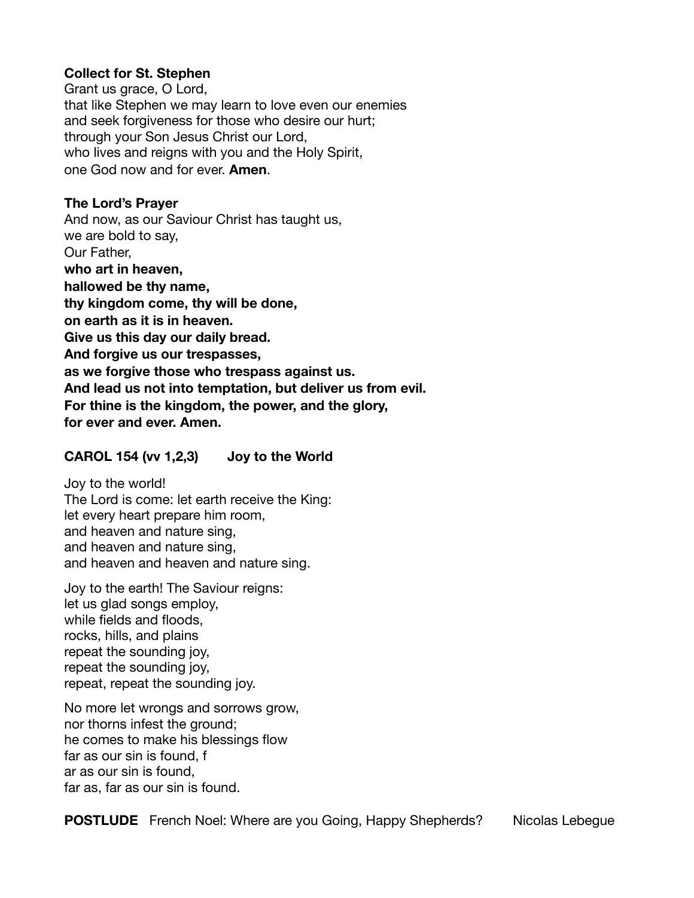**Collect for St. Stephen**
Grant us grace, O Lord,
that like Stephen we may learn to love even our enemies
and seek forgiveness for those who desire our hurt;
through your Son Jesus Christ our Lord,
who lives and reigns with you and the Holy Spirit,
one God now and for ever. **Amen**.

**The Lord's Prayer**
And now, as our Saviour Christ has taught us,
we are bold to say,
Our Father,
**who art in heaven,**
**hallowed be thy name,**
**thy kingdom come, thy will be done,**
**on earth as it is in heaven.**
**Give us this day our daily bread.**
**And forgive us our trespasses,**
**as we forgive those who trespass against us.**
**And lead us not into temptation, but deliver us from evil.**
**For thine is the kingdom, the power, and the glory,**
**for ever and ever. Amen.**

**CAROL 154 (vv 1,2,3) Joy to the World**

Joy to the world!
The Lord is come: let earth receive the King:
let every heart prepare him room,
and heaven and nature sing,
and heaven and nature sing,
and heaven and heaven and nature sing.

Joy to the earth! The Saviour reigns:
let us glad songs employ,
while fields and floods,
rocks, hills, and plains
repeat the sounding joy,
repeat the sounding joy,
repeat, repeat the sounding joy.

No more let wrongs and sorrows grow,
nor thorns infest the ground;
he comes to make his blessings flow
far as our sin is found, f
ar as our sin is found,
far as, far as our sin is found.

**POSTLUDE** French Noel: Where are you Going, Happy Shepherds? Nicolas Lebegue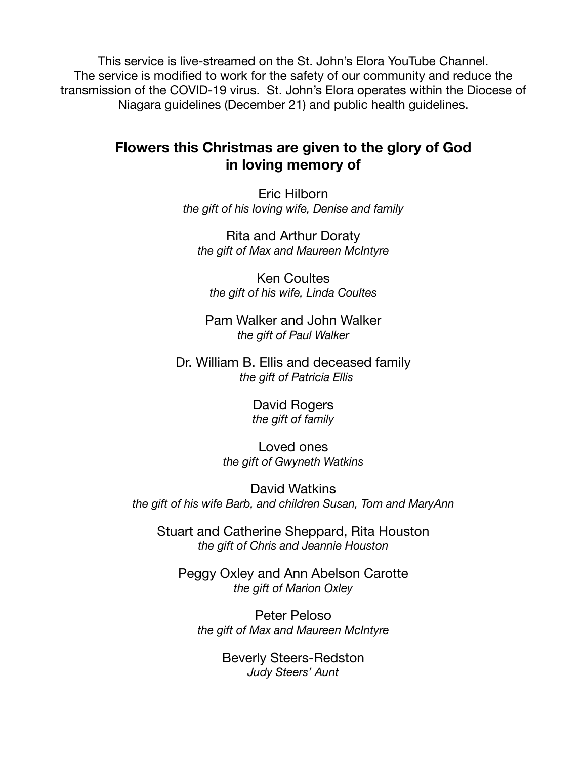This service is live-streamed on the St. John's Elora YouTube Channel.
The service is modified to work for the safety of our community and reduce the transmission of the COVID-19 virus. St. John's Elora operates within the Diocese of Niagara guidelines (December 21) and public health guidelines.

## Flowers this Christmas are given to the glory of God in loving memory of

Eric Hilborn
*the gift of his loving wife, Denise and family*

Rita and Arthur Doraty
*the gift of Max and Maureen McIntyre*

Ken Coultes
*the gift of his wife, Linda Coultes*

Pam Walker and John Walker
*the gift of Paul Walker*

Dr. William B. Ellis and deceased family
*the gift of Patricia Ellis*

David Rogers
*the gift of family*

Loved ones
*the gift of Gwyneth Watkins*

David Watkins
*the gift of his wife Barb, and children Susan, Tom and MaryAnn*

Stuart and Catherine Sheppard, Rita Houston
*the gift of Chris and Jeannie Houston*

Peggy Oxley and Ann Abelson Carotte
*the gift of Marion Oxley*

Peter Peloso
*the gift of Max and Maureen McIntyre*

Beverly Steers-Redston
*Judy Steers' Aunt*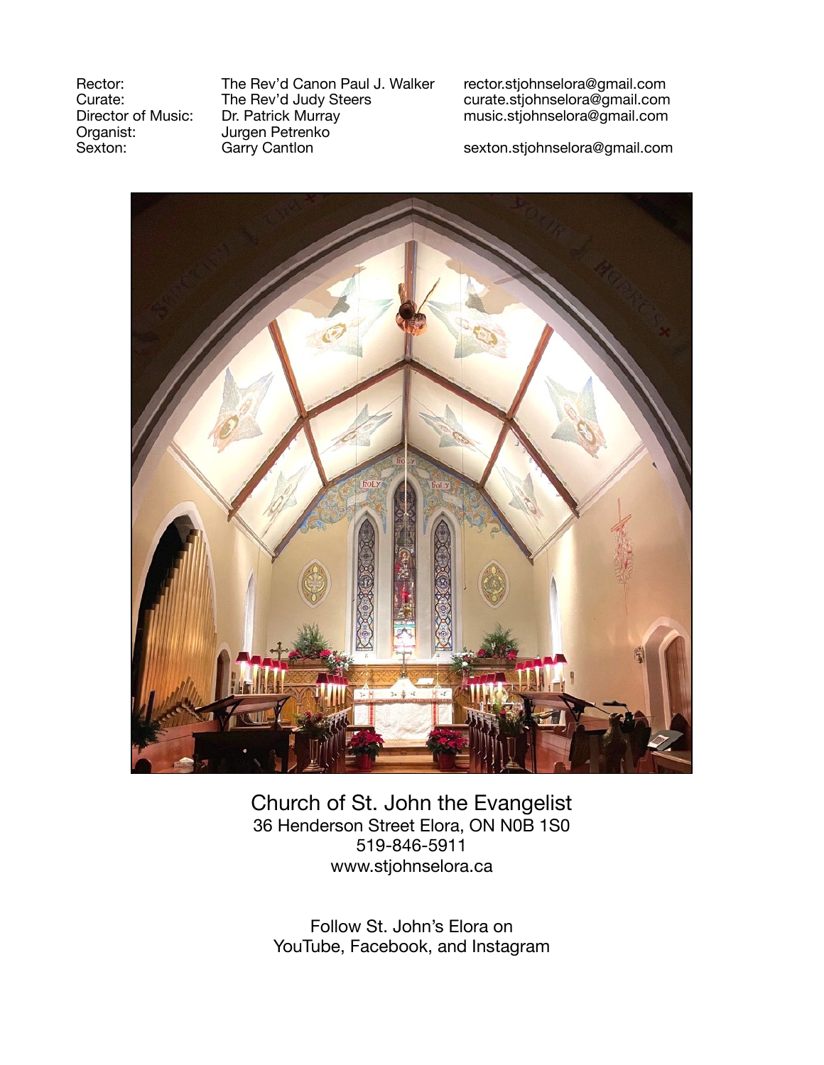| | | |
|---|---|---|
| Rector: | The Rev'd Canon Paul J. Walker | rector.stjohnselora@gmail.com |
| Curate: | The Rev'd Judy Steers | curate.stjohnselora@gmail.com |
| Director of Music: | Dr. Patrick Murray | music.stjohnselora@gmail.com |
| Organist: | Jurgen Petrenko | |
| Sexton: | Garry Cantlon | sexton.stjohnselora@gmail.com |

Church of St. John the Evangelist
36 Henderson Street Elora, ON N0B 1S0
519-846-5911
www.stjohnselora.ca

Follow St. John's Elora on
YouTube, Facebook, and Instagram